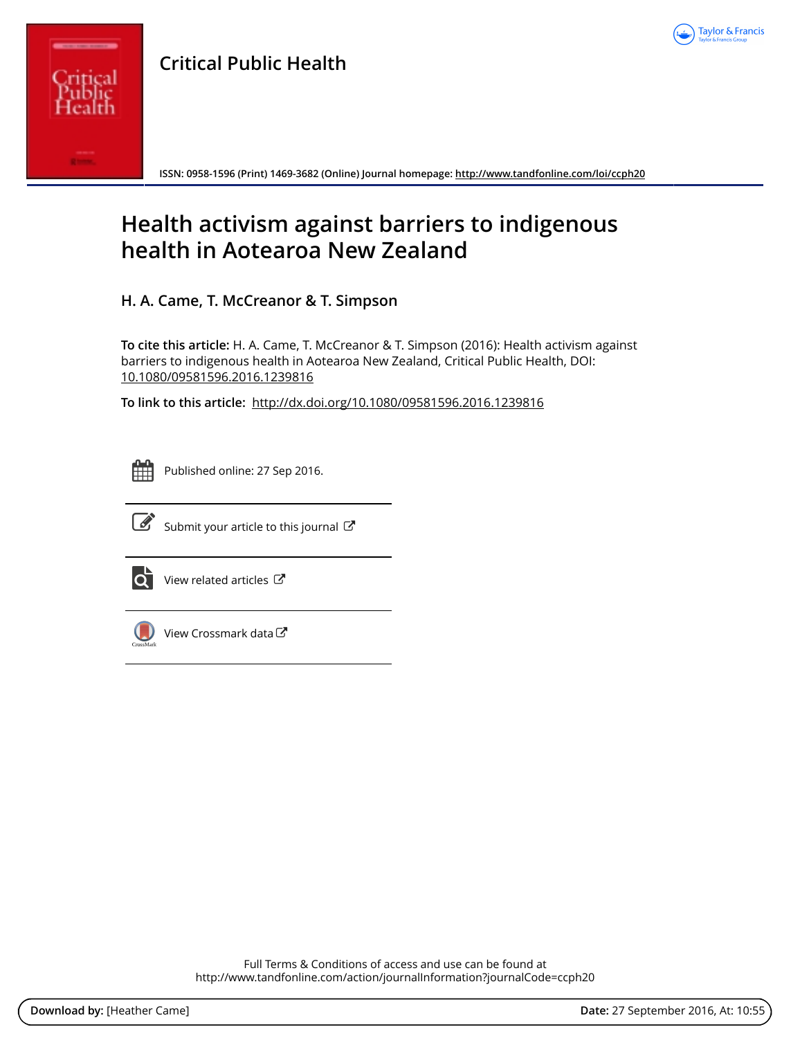# Critical Public Health

ISSN: 0958-1596 (Print) 1469-3682 (Online) Journal homepage: http://www.tandfonline.com/loi/ccph20

# Health activism against barriers to indigenous health in Aotearoa New Zealand

**H. A. Came, T. McCreanor & T. Simpson**

**To cite this article:** H. A. Came, T. McCreanor & T. Simpson (2016): Health activism against barriers to indigenous health in Aotearoa New Zealand, Critical Public Health, DOI: 10.1080/09581596.2016.1239816

**To link to this article:** http://dx.doi.org/10.1080/09581596.2016.1239816

Published online: 27 Sep 2016.

Submit your article to this journal

View related articles

View Crossmark data

Full Terms & Conditions of access and use can be found at
http://www.tandfonline.com/action/journalInformation?journalCode=ccph20

**Download by:** [Heather Came] **Date:** 27 September 2016, At: 10:55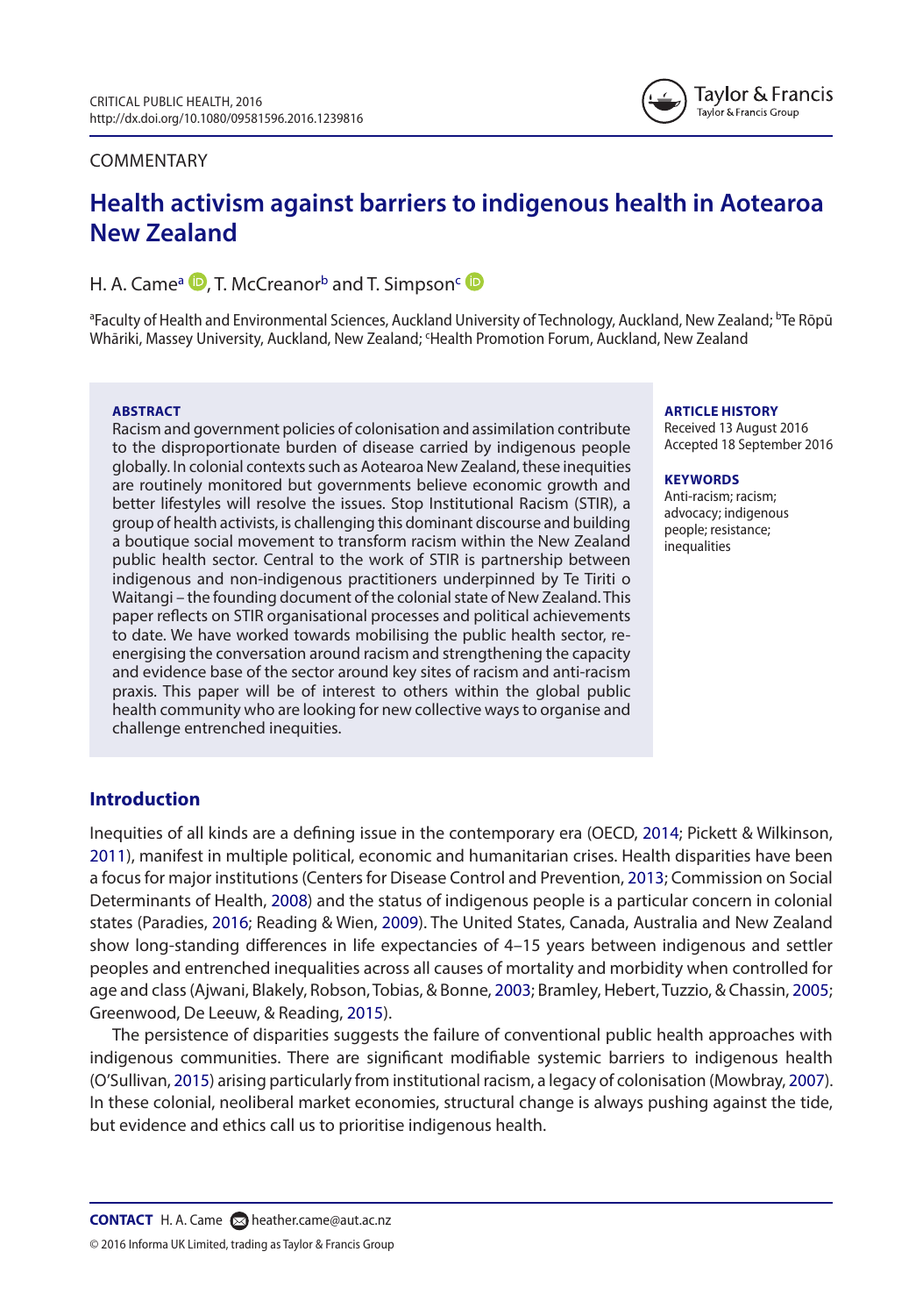COMMENTARY

# Health activism against barriers to indigenous health in Aotearoa New Zealand

H. A. Came[a], T. McCreanor[b] and T. Simpson[c]

[a]Faculty of Health and Environmental Sciences, Auckland University of Technology, Auckland, New Zealand; [b]Te Rōpū Whāriki, Massey University, Auckland, New Zealand; [c]Health Promotion Forum, Auckland, New Zealand

**ABSTRACT**

Racism and government policies of colonisation and assimilation contribute to the disproportionate burden of disease carried by indigenous people globally. In colonial contexts such as Aotearoa New Zealand, these inequities are routinely monitored but governments believe economic growth and better lifestyles will resolve the issues. Stop Institutional Racism (STIR), a group of health activists, is challenging this dominant discourse and building a boutique social movement to transform racism within the New Zealand public health sector. Central to the work of STIR is partnership between indigenous and non-indigenous practitioners underpinned by Te Tiriti o Waitangi – the founding document of the colonial state of New Zealand. This paper reflects on STIR organisational processes and political achievements to date. We have worked towards mobilising the public health sector, re-energising the conversation around racism and strengthening the capacity and evidence base of the sector around key sites of racism and anti-racism praxis. This paper will be of interest to others within the global public health community who are looking for new collective ways to organise and challenge entrenched inequities.

**ARTICLE HISTORY**
Received 13 August 2016
Accepted 18 September 2016

**KEYWORDS**
Anti-racism; racism; advocacy; indigenous people; resistance; inequalities

## Introduction

Inequities of all kinds are a defining issue in the contemporary era (OECD, 2014; Pickett & Wilkinson, 2011), manifest in multiple political, economic and humanitarian crises. Health disparities have been a focus for major institutions (Centers for Disease Control and Prevention, 2013; Commission on Social Determinants of Health, 2008) and the status of indigenous people is a particular concern in colonial states (Paradies, 2016; Reading & Wien, 2009). The United States, Canada, Australia and New Zealand show long-standing differences in life expectancies of 4–15 years between indigenous and settler peoples and entrenched inequalities across all causes of mortality and morbidity when controlled for age and class (Ajwani, Blakely, Robson, Tobias, & Bonne, 2003; Bramley, Hebert, Tuzzio, & Chassin, 2005; Greenwood, De Leeuw, & Reading, 2015).

The persistence of disparities suggests the failure of conventional public health approaches with indigenous communities. There are significant modifiable systemic barriers to indigenous health (O'Sullivan, 2015) arising particularly from institutional racism, a legacy of colonisation (Mowbray, 2007). In these colonial, neoliberal market economies, structural change is always pushing against the tide, but evidence and ethics call us to prioritise indigenous health.

**CONTACT** H. A. Came heather.came@aut.ac.nz

© 2016 Informa UK Limited, trading as Taylor & Francis Group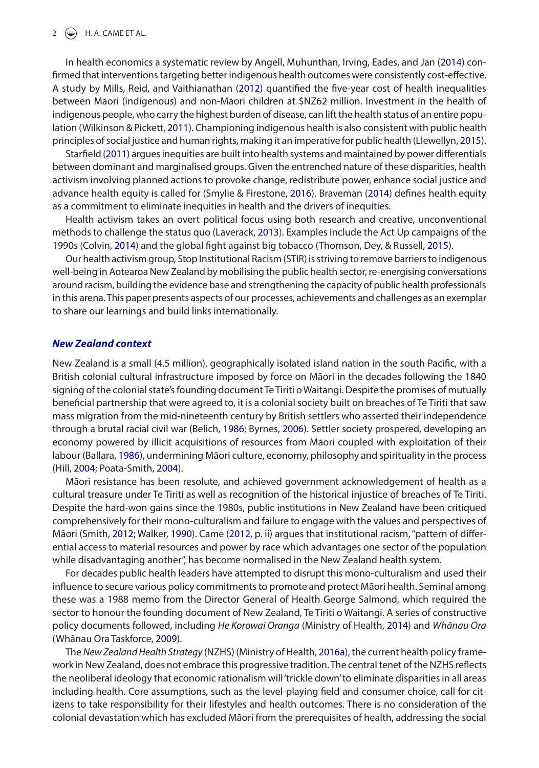In health economics a systematic review by Angell, Muhunthan, Irving, Eades, and Jan (2014) confirmed that interventions targeting better indigenous health outcomes were consistently cost-effective. A study by Mills, Reid, and Vaithianathan (2012) quantified the five-year cost of health inequalities between Māori (indigenous) and non-Māori children at $NZ62 million. Investment in the health of indigenous people, who carry the highest burden of disease, can lift the health status of an entire population (Wilkinson & Pickett, 2011). Championing indigenous health is also consistent with public health principles of social justice and human rights, making it an imperative for public health (Llewellyn, 2015).

Starfield (2011) argues inequities are built into health systems and maintained by power differentials between dominant and marginalised groups. Given the entrenched nature of these disparities, health activism involving planned actions to provoke change, redistribute power, enhance social justice and advance health equity is called for (Smylie & Firestone, 2016). Braveman (2014) defines health equity as a commitment to eliminate inequities in health and the drivers of inequities.

Health activism takes an overt political focus using both research and creative, unconventional methods to challenge the status quo (Laverack, 2013). Examples include the Act Up campaigns of the 1990s (Colvin, 2014) and the global fight against big tobacco (Thomson, Dey, & Russell, 2015).

Our health activism group, Stop Institutional Racism (STIR) is striving to remove barriers to indigenous well-being in Aotearoa New Zealand by mobilising the public health sector, re-energising conversations around racism, building the evidence base and strengthening the capacity of public health professionals in this arena. This paper presents aspects of our processes, achievements and challenges as an exemplar to share our learnings and build links internationally.

### *New Zealand context*

New Zealand is a small (4.5 million), geographically isolated island nation in the south Pacific, with a British colonial cultural infrastructure imposed by force on Māori in the decades following the 1840 signing of the colonial state's founding document Te Tiriti o Waitangi. Despite the promises of mutually beneficial partnership that were agreed to, it is a colonial society built on breaches of Te Tiriti that saw mass migration from the mid-nineteenth century by British settlers who asserted their independence through a brutal racial civil war (Belich, 1986; Byrnes, 2006). Settler society prospered, developing an economy powered by illicit acquisitions of resources from Māori coupled with exploitation of their labour (Ballara, 1986), undermining Māori culture, economy, philosophy and spirituality in the process (Hill, 2004; Poata-Smith, 2004).

Māori resistance has been resolute, and achieved government acknowledgement of health as a cultural treasure under Te Tiriti as well as recognition of the historical injustice of breaches of Te Tiriti. Despite the hard-won gains since the 1980s, public institutions in New Zealand have been critiqued comprehensively for their mono-culturalism and failure to engage with the values and perspectives of Māori (Smith, 2012; Walker, 1990). Came (2012, p. ii) argues that institutional racism, "pattern of differential access to material resources and power by race which advantages one sector of the population while disadvantaging another", has become normalised in the New Zealand health system.

For decades public health leaders have attempted to disrupt this mono-culturalism and used their influence to secure various policy commitments to promote and protect Māori health. Seminal among these was a 1988 memo from the Director General of Health George Salmond, which required the sector to honour the founding document of New Zealand, Te Tiriti o Waitangi. A series of constructive policy documents followed, including *He Korowai Oranga* (Ministry of Health, 2014) and *Whānau Ora* (Whānau Ora Taskforce, 2009).

The *New Zealand Health Strategy* (NZHS) (Ministry of Health, 2016a), the current health policy framework in New Zealand, does not embrace this progressive tradition. The central tenet of the NZHS reflects the neoliberal ideology that economic rationalism will 'trickle down' to eliminate disparities in all areas including health. Core assumptions, such as the level-playing field and consumer choice, call for citizens to take responsibility for their lifestyles and health outcomes. There is no consideration of the colonial devastation which has excluded Māori from the prerequisites of health, addressing the social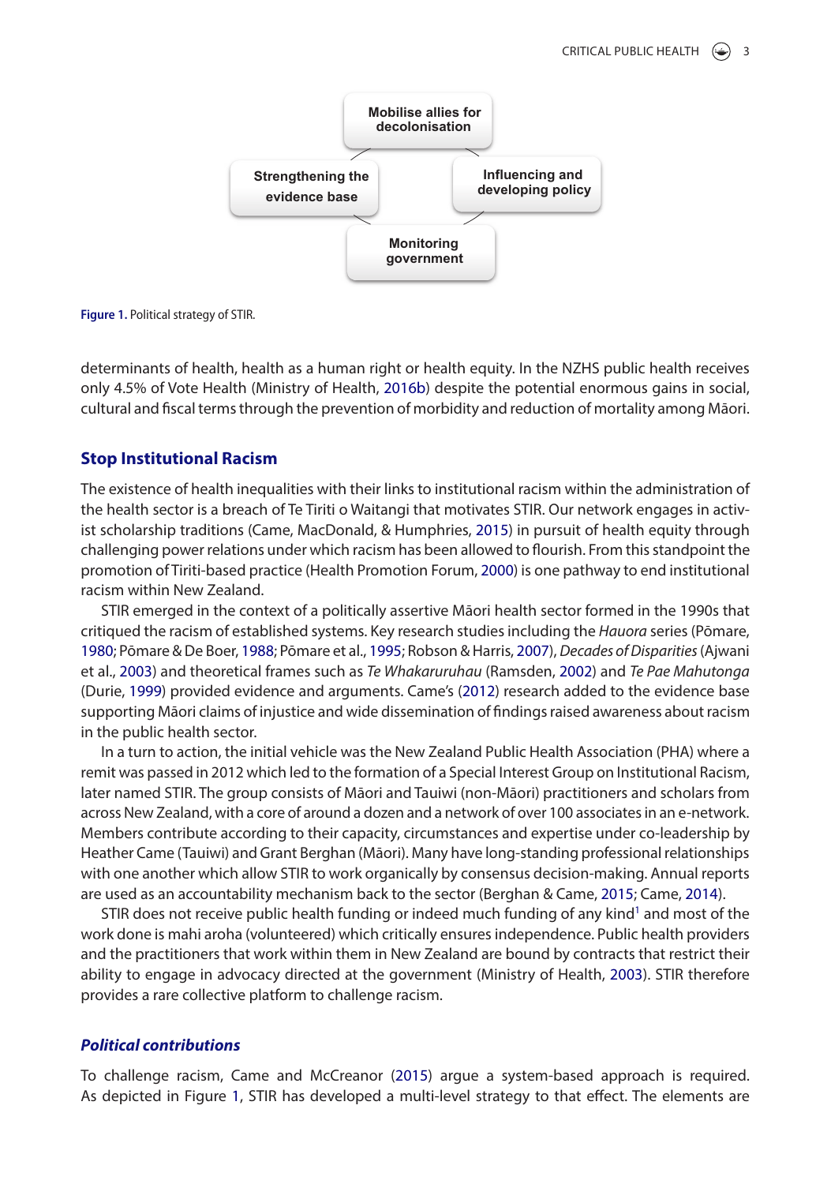Mobilise allies for decolonisation

Strengthening the evidence base

Influencing and developing policy

Monitoring government

**Figure 1.** Political strategy of STIR.

determinants of health, health as a human right or health equity. In the NZHS public health receives only 4.5% of Vote Health (Ministry of Health, 2016b) despite the potential enormous gains in social, cultural and fiscal terms through the prevention of morbidity and reduction of mortality among Māori.

## Stop Institutional Racism

The existence of health inequalities with their links to institutional racism within the administration of the health sector is a breach of Te Tiriti o Waitangi that motivates STIR. Our network engages in activist scholarship traditions (Came, MacDonald, & Humphries, 2015) in pursuit of health equity through challenging power relations under which racism has been allowed to flourish. From this standpoint the promotion of Tiriti-based practice (Health Promotion Forum, 2000) is one pathway to end institutional racism within New Zealand.

STIR emerged in the context of a politically assertive Māori health sector formed in the 1990s that critiqued the racism of established systems. Key research studies including the *Hauora* series (Pōmare, 1980; Pōmare & De Boer, 1988; Pōmare et al., 1995; Robson & Harris, 2007), *Decades of Disparities* (Ajwani et al., 2003) and theoretical frames such as *Te Whakaruruhau* (Ramsden, 2002) and *Te Pae Mahutonga* (Durie, 1999) provided evidence and arguments. Came's (2012) research added to the evidence base supporting Māori claims of injustice and wide dissemination of findings raised awareness about racism in the public health sector.

In a turn to action, the initial vehicle was the New Zealand Public Health Association (PHA) where a remit was passed in 2012 which led to the formation of a Special Interest Group on Institutional Racism, later named STIR. The group consists of Māori and Tauiwi (non-Māori) practitioners and scholars from across New Zealand, with a core of around a dozen and a network of over 100 associates in an e-network. Members contribute according to their capacity, circumstances and expertise under co-leadership by Heather Came (Tauiwi) and Grant Berghan (Māori). Many have long-standing professional relationships with one another which allow STIR to work organically by consensus decision-making. Annual reports are used as an accountability mechanism back to the sector (Berghan & Came, 2015; Came, 2014).

STIR does not receive public health funding or indeed much funding of any kind[1] and most of the work done is mahi aroha (volunteered) which critically ensures independence. Public health providers and the practitioners that work within them in New Zealand are bound by contracts that restrict their ability to engage in advocacy directed at the government (Ministry of Health, 2003). STIR therefore provides a rare collective platform to challenge racism.

### *Political contributions*

To challenge racism, Came and McCreanor (2015) argue a system-based approach is required. As depicted in Figure 1, STIR has developed a multi-level strategy to that effect. The elements are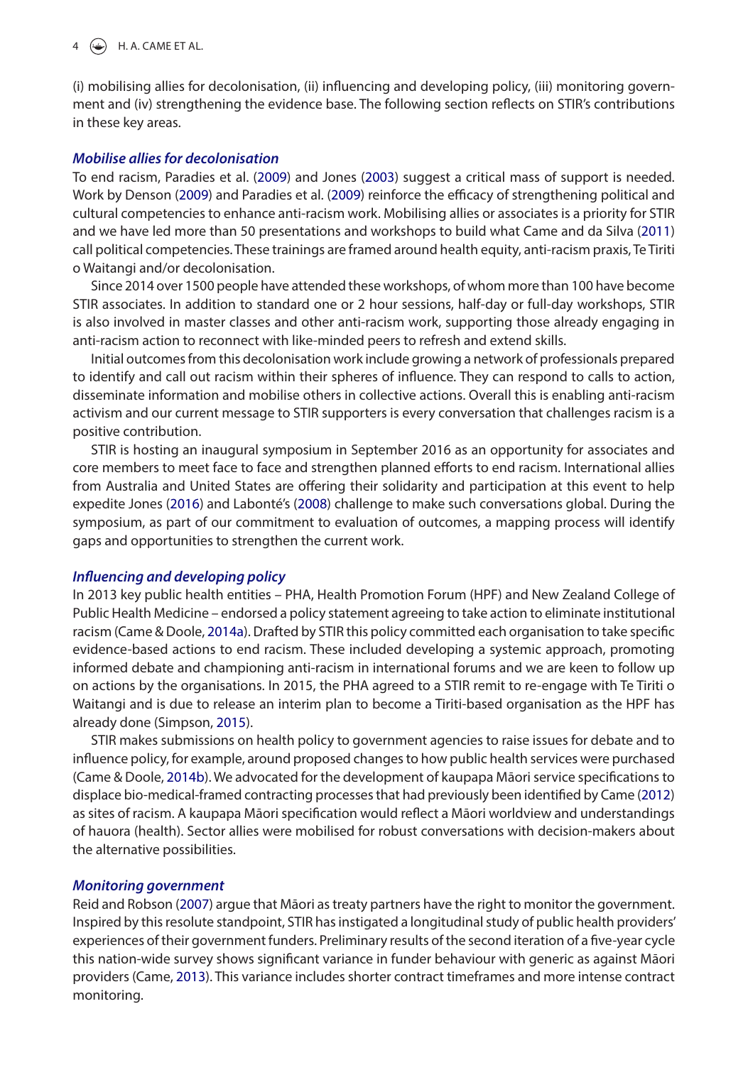(i) mobilising allies for decolonisation, (ii) influencing and developing policy, (iii) monitoring government and (iv) strengthening the evidence base. The following section reflects on STIR's contributions in these key areas.

### *Mobilise allies for decolonisation*

To end racism, Paradies et al. (2009) and Jones (2003) suggest a critical mass of support is needed. Work by Denson (2009) and Paradies et al. (2009) reinforce the efficacy of strengthening political and cultural competencies to enhance anti-racism work. Mobilising allies or associates is a priority for STIR and we have led more than 50 presentations and workshops to build what Came and da Silva (2011) call political competencies. These trainings are framed around health equity, anti-racism praxis, Te Tiriti o Waitangi and/or decolonisation.

Since 2014 over 1500 people have attended these workshops, of whom more than 100 have become STIR associates. In addition to standard one or 2 hour sessions, half-day or full-day workshops, STIR is also involved in master classes and other anti-racism work, supporting those already engaging in anti-racism action to reconnect with like-minded peers to refresh and extend skills.

Initial outcomes from this decolonisation work include growing a network of professionals prepared to identify and call out racism within their spheres of influence. They can respond to calls to action, disseminate information and mobilise others in collective actions. Overall this is enabling anti-racism activism and our current message to STIR supporters is every conversation that challenges racism is a positive contribution.

STIR is hosting an inaugural symposium in September 2016 as an opportunity for associates and core members to meet face to face and strengthen planned efforts to end racism. International allies from Australia and United States are offering their solidarity and participation at this event to help expedite Jones (2016) and Labonté's (2008) challenge to make such conversations global. During the symposium, as part of our commitment to evaluation of outcomes, a mapping process will identify gaps and opportunities to strengthen the current work.

### *Influencing and developing policy*

In 2013 key public health entities – PHA, Health Promotion Forum (HPF) and New Zealand College of Public Health Medicine – endorsed a policy statement agreeing to take action to eliminate institutional racism (Came & Doole, 2014a). Drafted by STIR this policy committed each organisation to take specific evidence-based actions to end racism. These included developing a systemic approach, promoting informed debate and championing anti-racism in international forums and we are keen to follow up on actions by the organisations. In 2015, the PHA agreed to a STIR remit to re-engage with Te Tiriti o Waitangi and is due to release an interim plan to become a Tiriti-based organisation as the HPF has already done (Simpson, 2015).

STIR makes submissions on health policy to government agencies to raise issues for debate and to influence policy, for example, around proposed changes to how public health services were purchased (Came & Doole, 2014b). We advocated for the development of kaupapa Māori service specifications to displace bio-medical-framed contracting processes that had previously been identified by Came (2012) as sites of racism. A kaupapa Māori specification would reflect a Māori worldview and understandings of hauora (health). Sector allies were mobilised for robust conversations with decision-makers about the alternative possibilities.

### *Monitoring government*

Reid and Robson (2007) argue that Māori as treaty partners have the right to monitor the government. Inspired by this resolute standpoint, STIR has instigated a longitudinal study of public health providers' experiences of their government funders. Preliminary results of the second iteration of a five-year cycle this nation-wide survey shows significant variance in funder behaviour with generic as against Māori providers (Came, 2013). This variance includes shorter contract timeframes and more intense contract monitoring.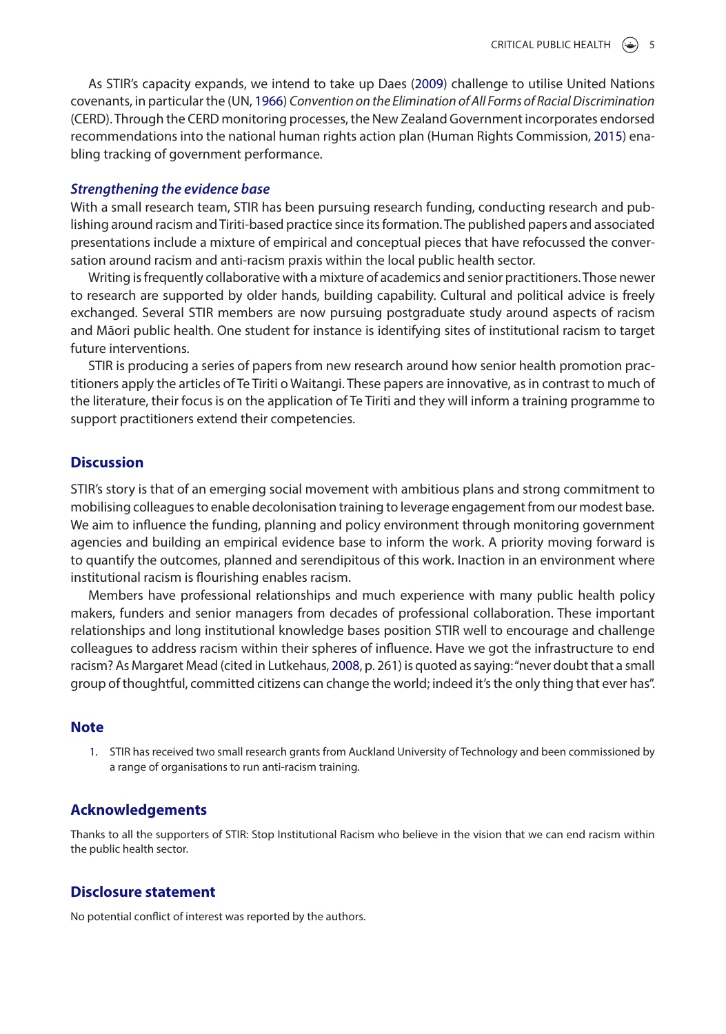As STIR's capacity expands, we intend to take up Daes (2009) challenge to utilise United Nations covenants, in particular the (UN, 1966) *Convention on the Elimination of All Forms of Racial Discrimination* (CERD). Through the CERD monitoring processes, the New Zealand Government incorporates endorsed recommendations into the national human rights action plan (Human Rights Commission, 2015) enabling tracking of government performance.

### *Strengthening the evidence base*

With a small research team, STIR has been pursuing research funding, conducting research and publishing around racism and Tiriti-based practice since its formation. The published papers and associated presentations include a mixture of empirical and conceptual pieces that have refocussed the conversation around racism and anti-racism praxis within the local public health sector.

Writing is frequently collaborative with a mixture of academics and senior practitioners. Those newer to research are supported by older hands, building capability. Cultural and political advice is freely exchanged. Several STIR members are now pursuing postgraduate study around aspects of racism and Māori public health. One student for instance is identifying sites of institutional racism to target future interventions.

STIR is producing a series of papers from new research around how senior health promotion practitioners apply the articles of Te Tiriti o Waitangi. These papers are innovative, as in contrast to much of the literature, their focus is on the application of Te Tiriti and they will inform a training programme to support practitioners extend their competencies.

## Discussion

STIR's story is that of an emerging social movement with ambitious plans and strong commitment to mobilising colleagues to enable decolonisation training to leverage engagement from our modest base. We aim to influence the funding, planning and policy environment through monitoring government agencies and building an empirical evidence base to inform the work. A priority moving forward is to quantify the outcomes, planned and serendipitous of this work. Inaction in an environment where institutional racism is flourishing enables racism.

Members have professional relationships and much experience with many public health policy makers, funders and senior managers from decades of professional collaboration. These important relationships and long institutional knowledge bases position STIR well to encourage and challenge colleagues to address racism within their spheres of influence. Have we got the infrastructure to end racism? As Margaret Mead (cited in Lutkehaus, 2008, p. 261) is quoted as saying: "never doubt that a small group of thoughtful, committed citizens can change the world; indeed it's the only thing that ever has".

## Note

1. STIR has received two small research grants from Auckland University of Technology and been commissioned by a range of organisations to run anti-racism training.

## Acknowledgements

Thanks to all the supporters of STIR: Stop Institutional Racism who believe in the vision that we can end racism within the public health sector.

## Disclosure statement

No potential conflict of interest was reported by the authors.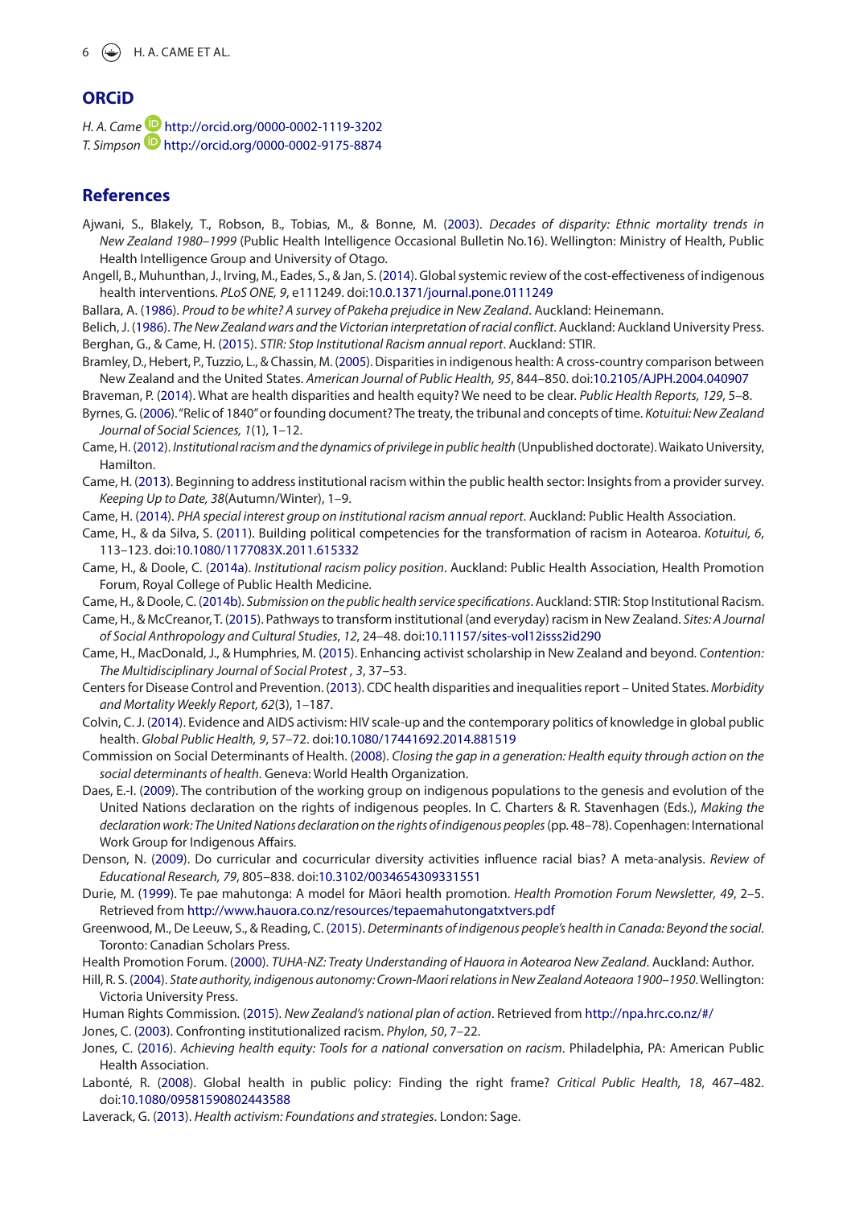## ORCiD

*H. A. Came* http://orcid.org/0000-0002-1119-3202
*T. Simpson* http://orcid.org/0000-0002-9175-8874

## References

Ajwani, S., Blakely, T., Robson, B., Tobias, M., & Bonne, M. (2003). *Decades of disparity: Ethnic mortality trends in New Zealand 1980–1999* (Public Health Intelligence Occasional Bulletin No.16). Wellington: Ministry of Health, Public Health Intelligence Group and University of Otago.

Angell, B., Muhunthan, J., Irving, M., Eades, S., & Jan, S. (2014). Global systemic review of the cost-effectiveness of indigenous health interventions. *PLoS ONE, 9*, e111249. doi:10.0.1371/journal.pone.0111249

Ballara, A. (1986). *Proud to be white? A survey of Pakeha prejudice in New Zealand*. Auckland: Heinemann.

Belich, J. (1986). *The New Zealand wars and the Victorian interpretation of racial conflict*. Auckland: Auckland University Press.

Berghan, G., & Came, H. (2015). *STIR: Stop Institutional Racism annual report*. Auckland: STIR.

Bramley, D., Hebert, P., Tuzzio, L., & Chassin, M. (2005). Disparities in indigenous health: A cross-country comparison between New Zealand and the United States. *American Journal of Public Health, 95*, 844–850. doi:10.2105/AJPH.2004.040907

Braveman, P. (2014). What are health disparities and health equity? We need to be clear. *Public Health Reports, 129*, 5–8.

Byrnes, G. (2006). "Relic of 1840" or founding document? The treaty, the tribunal and concepts of time. *Kotuitui: New Zealand Journal of Social Sciences, 1*(1), 1–12.

Came, H. (2012). *Institutional racism and the dynamics of privilege in public health* (Unpublished doctorate). Waikato University, Hamilton.

Came, H. (2013). Beginning to address institutional racism within the public health sector: Insights from a provider survey. *Keeping Up to Date, 38*(Autumn/Winter), 1–9.

Came, H. (2014). *PHA special interest group on institutional racism annual report*. Auckland: Public Health Association.

Came, H., & da Silva, S. (2011). Building political competencies for the transformation of racism in Aotearoa. *Kotuitui, 6*, 113–123. doi:10.1080/1177083X.2011.615332

Came, H., & Doole, C. (2014a). *Institutional racism policy position*. Auckland: Public Health Association, Health Promotion Forum, Royal College of Public Health Medicine.

Came, H., & Doole, C. (2014b). *Submission on the public health service specifications*. Auckland: STIR: Stop Institutional Racism.

Came, H., & McCreanor, T. (2015). Pathways to transform institutional (and everyday) racism in New Zealand. *Sites: A Journal of Social Anthropology and Cultural Studies, 12*, 24–48. doi:10.11157/sites-vol12isss2id290

Came, H., MacDonald, J., & Humphries, M. (2015). Enhancing activist scholarship in New Zealand and beyond. *Contention: The Multidisciplinary Journal of Social Protest , 3*, 37–53.

Centers for Disease Control and Prevention. (2013). CDC health disparities and inequalities report – United States. *Morbidity and Mortality Weekly Report, 62*(3), 1–187.

Colvin, C. J. (2014). Evidence and AIDS activism: HIV scale-up and the contemporary politics of knowledge in global public health. *Global Public Health, 9*, 57–72. doi:10.1080/17441692.2014.881519

Commission on Social Determinants of Health. (2008). *Closing the gap in a generation: Health equity through action on the social determinants of health*. Geneva: World Health Organization.

Daes, E.-I. (2009). The contribution of the working group on indigenous populations to the genesis and evolution of the United Nations declaration on the rights of indigenous peoples. In C. Charters & R. Stavenhagen (Eds.), *Making the declaration work: The United Nations declaration on the rights of indigenous peoples* (pp. 48–78). Copenhagen: International Work Group for Indigenous Affairs.

Denson, N. (2009). Do curricular and cocurricular diversity activities influence racial bias? A meta-analysis. *Review of Educational Research, 79*, 805–838. doi:10.3102/0034654309331551

Durie, M. (1999). Te pae mahutonga: A model for Māori health promotion. *Health Promotion Forum Newsletter, 49*, 2–5. Retrieved from http://www.hauora.co.nz/resources/tepaemahutongatxtvers.pdf

Greenwood, M., De Leeuw, S., & Reading, C. (2015). *Determinants of indigenous people's health in Canada: Beyond the social*. Toronto: Canadian Scholars Press.

Health Promotion Forum. (2000). *TUHA-NZ: Treaty Understanding of Hauora in Aotearoa New Zealand*. Auckland: Author.

Hill, R. S. (2004). *State authority, indigenous autonomy: Crown-Maori relations in New Zealand Aoteaora 1900–1950*. Wellington: Victoria University Press.

Human Rights Commission. (2015). *New Zealand's national plan of action*. Retrieved from http://npa.hrc.co.nz/#/

Jones, C. (2003). Confronting institutionalized racism. *Phylon, 50*, 7–22.

Jones, C. (2016). *Achieving health equity: Tools for a national conversation on racism*. Philadelphia, PA: American Public Health Association.

Labonté, R. (2008). Global health in public policy: Finding the right frame? *Critical Public Health, 18*, 467–482. doi:10.1080/09581590802443588

Laverack, G. (2013). *Health activism: Foundations and strategies*. London: Sage.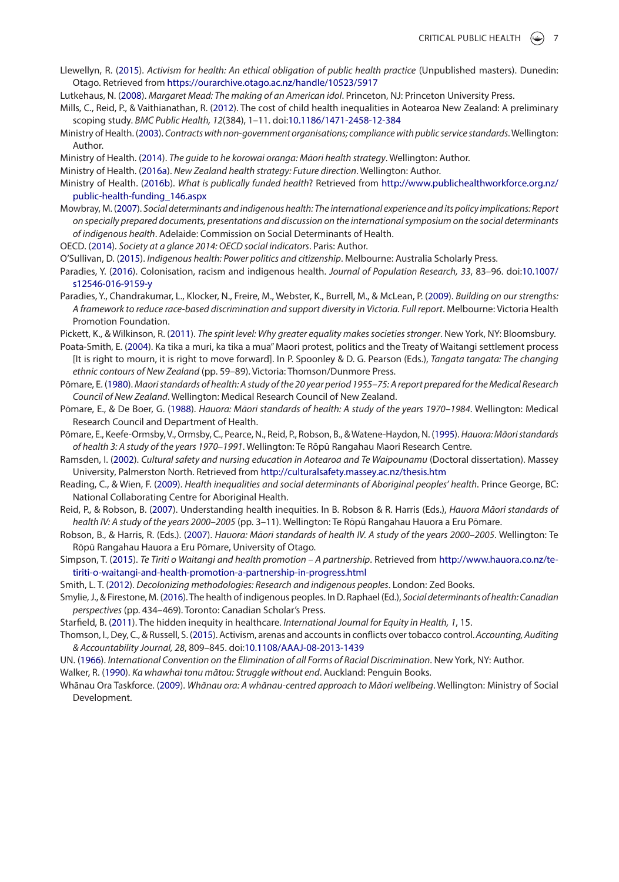Llewellyn, R. (2015). *Activism for health: An ethical obligation of public health practice* (Unpublished masters). Dunedin: Otago. Retrieved from https://ourarchive.otago.ac.nz/handle/10523/5917

Lutkehaus, N. (2008). *Margaret Mead: The making of an American idol*. Princeton, NJ: Princeton University Press.

Mills, C., Reid, P., & Vaithianathan, R. (2012). The cost of child health inequalities in Aotearoa New Zealand: A preliminary scoping study. *BMC Public Health, 12*(384), 1–11. doi:10.1186/1471-2458-12-384

Ministry of Health. (2003). *Contracts with non-government organisations; compliance with public service standards*. Wellington: Author.

Ministry of Health. (2014). *The guide to he korowai oranga: Māori health strategy*. Wellington: Author.

Ministry of Health. (2016a). *New Zealand health strategy: Future direction*. Wellington: Author.

Ministry of Health. (2016b). *What is publically funded health*? Retrieved from http://www.publichealthworkforce.org.nz/public-health-funding_146.aspx

Mowbray, M. (2007). *Social determinants and indigenous health: The international experience and its policy implications: Report on specially prepared documents, presentations and discussion on the international symposium on the social determinants of indigenous health*. Adelaide: Commission on Social Determinants of Health.

OECD. (2014). *Society at a glance 2014: OECD social indicators*. Paris: Author.

O'Sullivan, D. (2015). *Indigenous health: Power politics and citizenship*. Melbourne: Australia Scholarly Press.

Paradies, Y. (2016). Colonisation, racism and indigenous health. *Journal of Population Research, 33*, 83–96. doi:10.1007/s12546-016-9159-y

Paradies, Y., Chandrakumar, L., Klocker, N., Freire, M., Webster, K., Burrell, M., & McLean, P. (2009). *Building on our strengths: A framework to reduce race-based discrimination and support diversity in Victoria. Full report*. Melbourne: Victoria Health Promotion Foundation.

Pickett, K., & Wilkinson, R. (2011). *The spirit level: Why greater equality makes societies stronger*. New York, NY: Bloomsbury.

Poata-Smith, E. (2004). Ka tika a muri, ka tika a mua" Maori protest, politics and the Treaty of Waitangi settlement process [It is right to mourn, it is right to move forward]. In P. Spoonley & D. G. Pearson (Eds.), *Tangata tangata: The changing ethnic contours of New Zealand* (pp. 59–89). Victoria: Thomson/Dunmore Press.

Pōmare, E. (1980). *Maori standards of health: A study of the 20 year period 1955–75: A report prepared for the Medical Research Council of New Zealand*. Wellington: Medical Research Council of New Zealand.

Pōmare, E., & De Boer, G. (1988). *Hauora: Māori standards of health: A study of the years 1970–1984*. Wellington: Medical Research Council and Department of Health.

Pōmare, E., Keefe-Ormsby, V., Ormsby, C., Pearce, N., Reid, P., Robson, B., & Watene-Haydon, N. (1995). *Hauora: Māori standards of health 3: A study of the years 1970–1991*. Wellington: Te Rōpū Rangahau Maori Research Centre.

Ramsden, I. (2002). *Cultural safety and nursing education in Aotearoa and Te Waipounamu* (Doctoral dissertation). Massey University, Palmerston North. Retrieved from http://culturalsafety.massey.ac.nz/thesis.htm

Reading, C., & Wien, F. (2009). *Health inequalities and social determinants of Aboriginal peoples' health*. Prince George, BC: National Collaborating Centre for Aboriginal Health.

Reid, P., & Robson, B. (2007). Understanding health inequities. In B. Robson & R. Harris (Eds.), *Hauora Māori standards of health IV: A study of the years 2000–2005* (pp. 3–11). Wellington: Te Rōpū Rangahau Hauora a Eru Pōmare.

Robson, B., & Harris, R. (Eds.). (2007). *Hauora: Māori standards of health IV. A study of the years 2000–2005*. Wellington: Te Rōpū Rangahau Hauora a Eru Pōmare, University of Otago.

Simpson, T. (2015). *Te Tiriti o Waitangi and health promotion – A partnership*. Retrieved from http://www.hauora.co.nz/te-tiriti-o-waitangi-and-health-promotion-a-partnership-in-progress.html

Smith, L. T. (2012). *Decolonizing methodologies: Research and indigenous peoples*. London: Zed Books.

Smylie, J., & Firestone, M. (2016). The health of indigenous peoples. In D. Raphael (Ed.), *Social determinants of health: Canadian perspectives* (pp. 434–469). Toronto: Canadian Scholar's Press.

Starfield, B. (2011). The hidden inequity in healthcare. *International Journal for Equity in Health, 1*, 15.

Thomson, I., Dey, C., & Russell, S. (2015). Activism, arenas and accounts in conflicts over tobacco control. *Accounting, Auditing & Accountability Journal, 28*, 809–845. doi:10.1108/AAAJ-08-2013-1439

UN. (1966). *International Convention on the Elimination of all Forms of Racial Discrimination*. New York, NY: Author.

Walker, R. (1990). *Ka whawhai tonu mātou: Struggle without end*. Auckland: Penguin Books.

Whānau Ora Taskforce. (2009). *Whānau ora: A whānau-centred approach to Māori wellbeing*. Wellington: Ministry of Social Development.